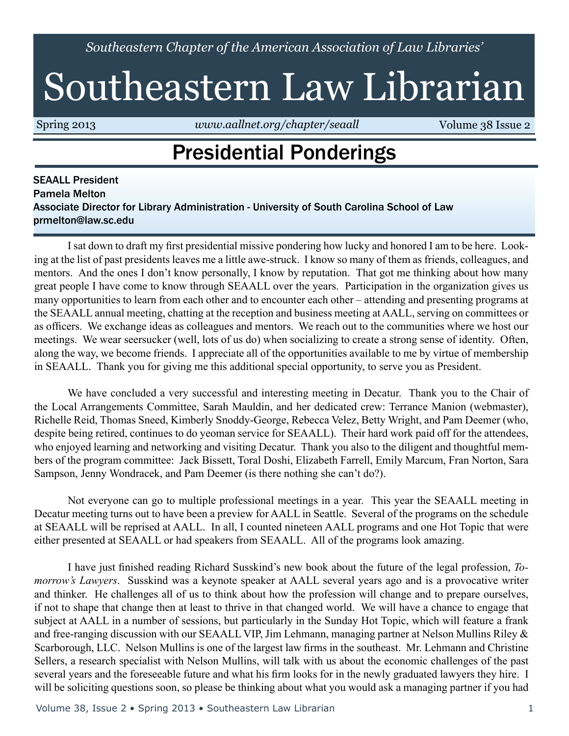Southeastern Chapter of the American Association of Law Libraries'

# Southeastern Law Librarian

Spring 2013 | www.aallnet.org/chapter/seaall | Volume 38 Issue 2

## Presidential Ponderings

SEAALL President
Pamela Melton
Associate Director for Library Administration - University of South Carolina School of Law
prmelton@law.sc.edu

I sat down to draft my first presidential missive pondering how lucky and honored I am to be here. Looking at the list of past presidents leaves me a little awe-struck. I know so many of them as friends, colleagues, and mentors. And the ones I don't know personally, I know by reputation. That got me thinking about how many great people I have come to know through SEAALL over the years. Participation in the organization gives us many opportunities to learn from each other and to encounter each other – attending and presenting programs at the SEAALL annual meeting, chatting at the reception and business meeting at AALL, serving on committees or as officers. We exchange ideas as colleagues and mentors. We reach out to the communities where we host our meetings. We wear seersucker (well, lots of us do) when socializing to create a strong sense of identity. Often, along the way, we become friends. I appreciate all of the opportunities available to me by virtue of membership in SEAALL. Thank you for giving me this additional special opportunity, to serve you as President.

We have concluded a very successful and interesting meeting in Decatur. Thank you to the Chair of the Local Arrangements Committee, Sarah Mauldin, and her dedicated crew: Terrance Manion (webmaster), Richelle Reid, Thomas Sneed, Kimberly Snoddy-George, Rebecca Velez, Betty Wright, and Pam Deemer (who, despite being retired, continues to do yeoman service for SEAALL). Their hard work paid off for the attendees, who enjoyed learning and networking and visiting Decatur. Thank you also to the diligent and thoughtful members of the program committee: Jack Bissett, Toral Doshi, Elizabeth Farrell, Emily Marcum, Fran Norton, Sara Sampson, Jenny Wondracek, and Pam Deemer (is there nothing she can't do?).

Not everyone can go to multiple professional meetings in a year. This year the SEAALL meeting in Decatur meeting turns out to have been a preview for AALL in Seattle. Several of the programs on the schedule at SEAALL will be reprised at AALL. In all, I counted nineteen AALL programs and one Hot Topic that were either presented at SEAALL or had speakers from SEAALL. All of the programs look amazing.

I have just finished reading Richard Susskind's new book about the future of the legal profession, *Tomorrow's Lawyers*. Susskind was a keynote speaker at AALL several years ago and is a provocative writer and thinker. He challenges all of us to think about how the profession will change and to prepare ourselves, if not to shape that change then at least to thrive in that changed world. We will have a chance to engage that subject at AALL in a number of sessions, but particularly in the Sunday Hot Topic, which will feature a frank and free-ranging discussion with our SEAALL VIP, Jim Lehmann, managing partner at Nelson Mullins Riley & Scarborough, LLC. Nelson Mullins is one of the largest law firms in the southeast. Mr. Lehmann and Christine Sellers, a research specialist with Nelson Mullins, will talk with us about the economic challenges of the past several years and the foreseeable future and what his firm looks for in the newly graduated lawyers they hire. I will be soliciting questions soon, so please be thinking about what you would ask a managing partner if you had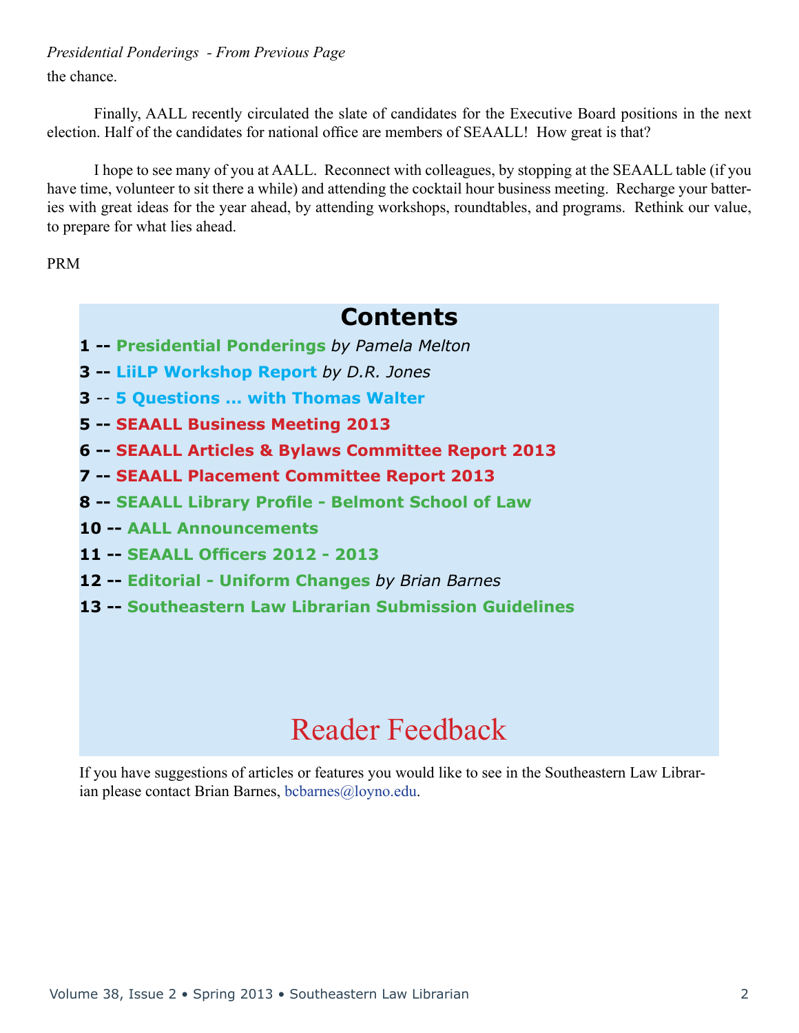*Presidential Ponderings - From Previous Page*

the chance.

Finally, AALL recently circulated the slate of candidates for the Executive Board positions in the next election. Half of the candidates for national office are members of SEAALL! How great is that?

I hope to see many of you at AALL. Reconnect with colleagues, by stopping at the SEAALL table (if you have time, volunteer to sit there a while) and attending the cocktail hour business meeting. Recharge your batteries with great ideas for the year ahead, by attending workshops, roundtables, and programs. Rethink our value, to prepare for what lies ahead.

PRM

## Contents

**1 -- Presidential Ponderings** *by Pamela Melton*

**3 -- LiiLP Workshop Report** *by D.R. Jones*

**3 -- 5 Questions ... with Thomas Walter**

**5 -- SEAALL Business Meeting 2013**

**6 -- SEAALL Articles & Bylaws Committee Report 2013**

**7 -- SEAALL Placement Committee Report 2013**

**8 -- SEAALL Library Profile - Belmont School of Law**

**10 -- AALL Announcements**

**11 -- SEAALL Officers 2012 - 2013**

**12 -- Editorial - Uniform Changes** *by Brian Barnes*

**13 -- Southeastern Law Librarian Submission Guidelines**

## Reader Feedback

If you have suggestions of articles or features you would like to see in the Southeastern Law Librarian please contact Brian Barnes, bcbarnes@loyno.edu.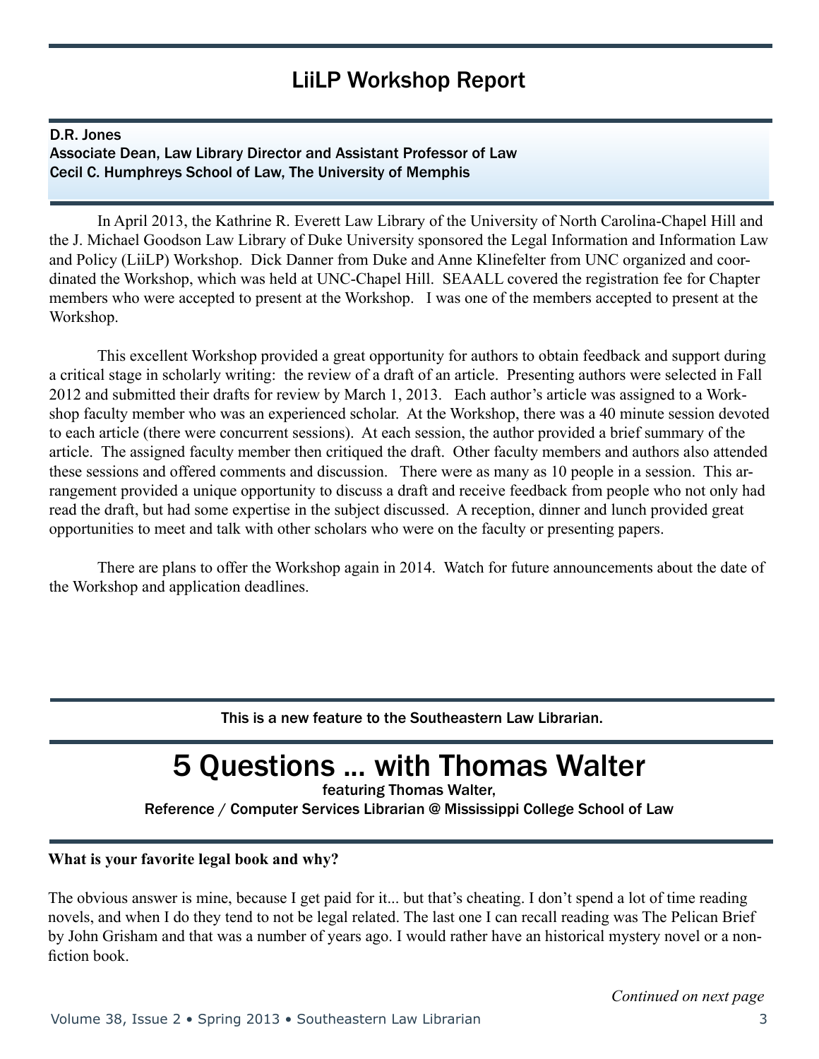## LiiLP Workshop Report

D.R. Jones
Associate Dean, Law Library Director and Assistant Professor of Law
Cecil C. Humphreys School of Law, The University of Memphis

In April 2013, the Kathrine R. Everett Law Library of the University of North Carolina-Chapel Hill and the J. Michael Goodson Law Library of Duke University sponsored the Legal Information and Information Law and Policy (LiiLP) Workshop. Dick Danner from Duke and Anne Klinefelter from UNC organized and coordinated the Workshop, which was held at UNC-Chapel Hill. SEAALL covered the registration fee for Chapter members who were accepted to present at the Workshop. I was one of the members accepted to present at the Workshop.

This excellent Workshop provided a great opportunity for authors to obtain feedback and support during a critical stage in scholarly writing: the review of a draft of an article. Presenting authors were selected in Fall 2012 and submitted their drafts for review by March 1, 2013. Each author's article was assigned to a Workshop faculty member who was an experienced scholar. At the Workshop, there was a 40 minute session devoted to each article (there were concurrent sessions). At each session, the author provided a brief summary of the article. The assigned faculty member then critiqued the draft. Other faculty members and authors also attended these sessions and offered comments and discussion. There were as many as 10 people in a session. This arrangement provided a unique opportunity to discuss a draft and receive feedback from people who not only had read the draft, but had some expertise in the subject discussed. A reception, dinner and lunch provided great opportunities to meet and talk with other scholars who were on the faculty or presenting papers.

There are plans to offer the Workshop again in 2014. Watch for future announcements about the date of the Workshop and application deadlines.

This is a new feature to the Southeastern Law Librarian.

## 5 Questions ... with Thomas Walter

featuring Thomas Walter,
Reference / Computer Services Librarian @ Mississippi College School of Law

**What is your favorite legal book and why?**

The obvious answer is mine, because I get paid for it... but that's cheating. I don't spend a lot of time reading novels, and when I do they tend to not be legal related. The last one I can recall reading was The Pelican Brief by John Grisham and that was a number of years ago. I would rather have an historical mystery novel or a non-fiction book.

*Continued on next page*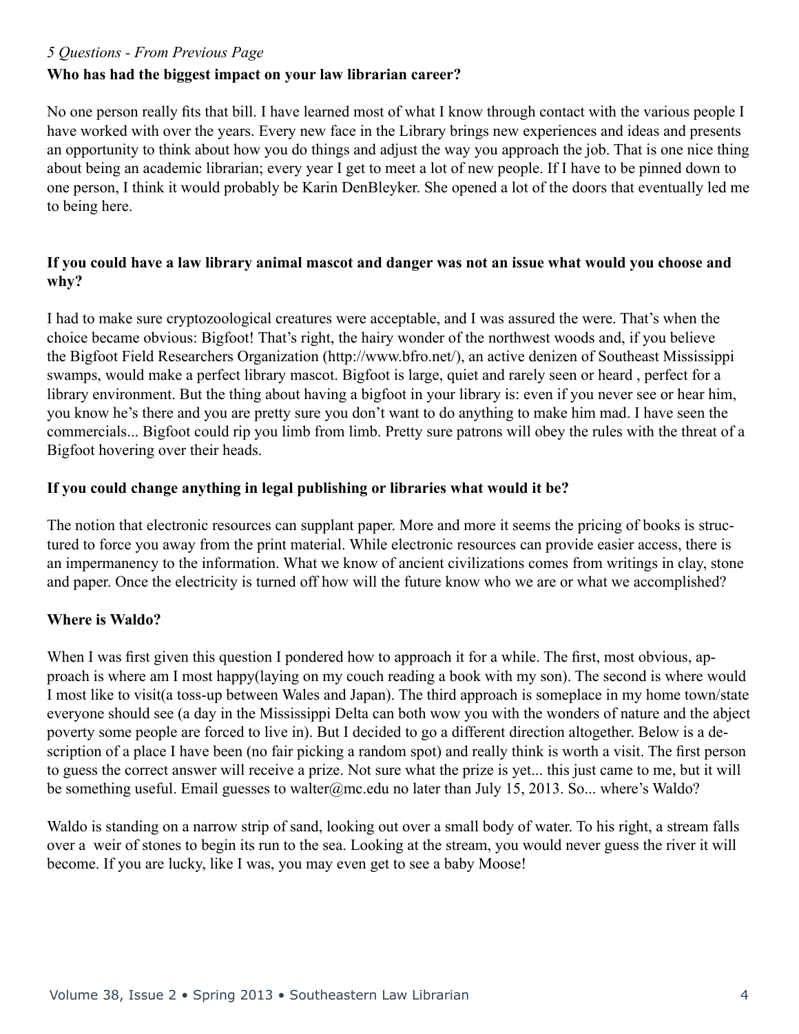*5 Questions - From Previous Page*

**Who has had the biggest impact on your law librarian career?**

No one person really fits that bill. I have learned most of what I know through contact with the various people I have worked with over the years. Every new face in the Library brings new experiences and ideas and presents an opportunity to think about how you do things and adjust the way you approach the job. That is one nice thing about being an academic librarian; every year I get to meet a lot of new people. If I have to be pinned down to one person, I think it would probably be Karin DenBleyker. She opened a lot of the doors that eventually led me to being here.

**If you could have a law library animal mascot and danger was not an issue what would you choose and why?**

I had to make sure cryptozoological creatures were acceptable, and I was assured the were. That's when the choice became obvious: Bigfoot! That's right, the hairy wonder of the northwest woods and, if you believe the Bigfoot Field Researchers Organization (http://www.bfro.net/), an active denizen of Southeast Mississippi swamps, would make a perfect library mascot. Bigfoot is large, quiet and rarely seen or heard , perfect for a library environment. But the thing about having a bigfoot in your library is: even if you never see or hear him, you know he's there and you are pretty sure you don't want to do anything to make him mad. I have seen the commercials... Bigfoot could rip you limb from limb. Pretty sure patrons will obey the rules with the threat of a Bigfoot hovering over their heads.

**If you could change anything in legal publishing or libraries what would it be?**

The notion that electronic resources can supplant paper. More and more it seems the pricing of books is structured to force you away from the print material. While electronic resources can provide easier access, there is an impermanency to the information. What we know of ancient civilizations comes from writings in clay, stone and paper. Once the electricity is turned off how will the future know who we are or what we accomplished?

**Where is Waldo?**

When I was first given this question I pondered how to approach it for a while. The first, most obvious, approach is where am I most happy(laying on my couch reading a book with my son). The second is where would I most like to visit(a toss-up between Wales and Japan). The third approach is someplace in my home town/state everyone should see (a day in the Mississippi Delta can both wow you with the wonders of nature and the abject poverty some people are forced to live in). But I decided to go a different direction altogether. Below is a description of a place I have been (no fair picking a random spot) and really think is worth a visit. The first person to guess the correct answer will receive a prize. Not sure what the prize is yet... this just came to me, but it will be something useful. Email guesses to walter@mc.edu no later than July 15, 2013. So... where's Waldo?

Waldo is standing on a narrow strip of sand, looking out over a small body of water. To his right, a stream falls over a weir of stones to begin its run to the sea. Looking at the stream, you would never guess the river it will become. If you are lucky, like I was, you may even get to see a baby Moose!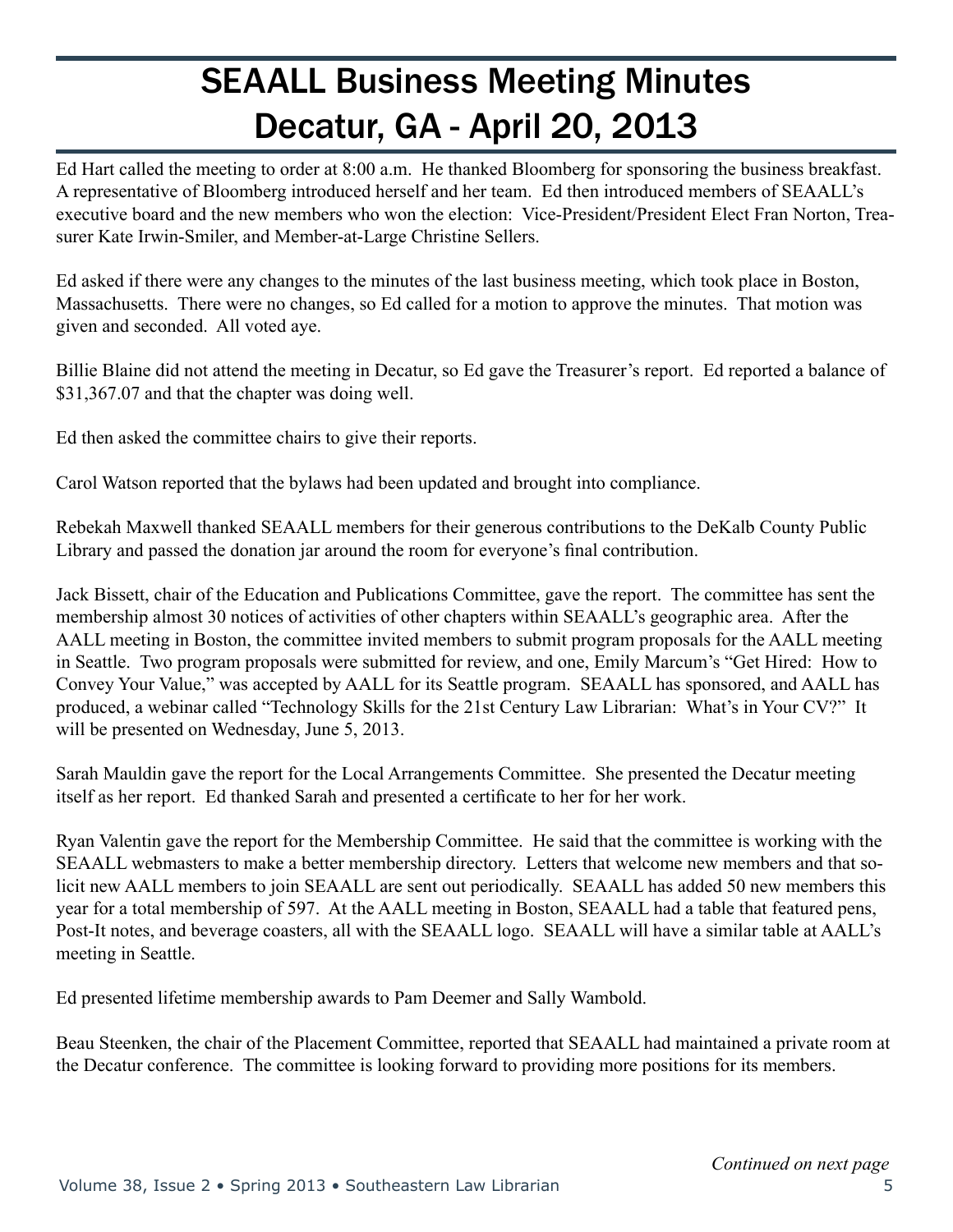# SEAALL Business Meeting Minutes
# Decatur, GA - April 20, 2013

Ed Hart called the meeting to order at 8:00 a.m. He thanked Bloomberg for sponsoring the business breakfast. A representative of Bloomberg introduced herself and her team. Ed then introduced members of SEAALL's executive board and the new members who won the election: Vice-President/President Elect Fran Norton, Treasurer Kate Irwin-Smiler, and Member-at-Large Christine Sellers.

Ed asked if there were any changes to the minutes of the last business meeting, which took place in Boston, Massachusetts. There were no changes, so Ed called for a motion to approve the minutes. That motion was given and seconded. All voted aye.

Billie Blaine did not attend the meeting in Decatur, so Ed gave the Treasurer's report. Ed reported a balance of $31,367.07 and that the chapter was doing well.

Ed then asked the committee chairs to give their reports.

Carol Watson reported that the bylaws had been updated and brought into compliance.

Rebekah Maxwell thanked SEAALL members for their generous contributions to the DeKalb County Public Library and passed the donation jar around the room for everyone's final contribution.

Jack Bissett, chair of the Education and Publications Committee, gave the report. The committee has sent the membership almost 30 notices of activities of other chapters within SEAALL's geographic area. After the AALL meeting in Boston, the committee invited members to submit program proposals for the AALL meeting in Seattle. Two program proposals were submitted for review, and one, Emily Marcum's "Get Hired: How to Convey Your Value," was accepted by AALL for its Seattle program. SEAALL has sponsored, and AALL has produced, a webinar called "Technology Skills for the 21st Century Law Librarian: What's in Your CV?" It will be presented on Wednesday, June 5, 2013.

Sarah Mauldin gave the report for the Local Arrangements Committee. She presented the Decatur meeting itself as her report. Ed thanked Sarah and presented a certificate to her for her work.

Ryan Valentin gave the report for the Membership Committee. He said that the committee is working with the SEAALL webmasters to make a better membership directory. Letters that welcome new members and that solicit new AALL members to join SEAALL are sent out periodically. SEAALL has added 50 new members this year for a total membership of 597. At the AALL meeting in Boston, SEAALL had a table that featured pens, Post-It notes, and beverage coasters, all with the SEAALL logo. SEAALL will have a similar table at AALL's meeting in Seattle.

Ed presented lifetime membership awards to Pam Deemer and Sally Wambold.

Beau Steenken, the chair of the Placement Committee, reported that SEAALL had maintained a private room at the Decatur conference. The committee is looking forward to providing more positions for its members.

*Continued on next page*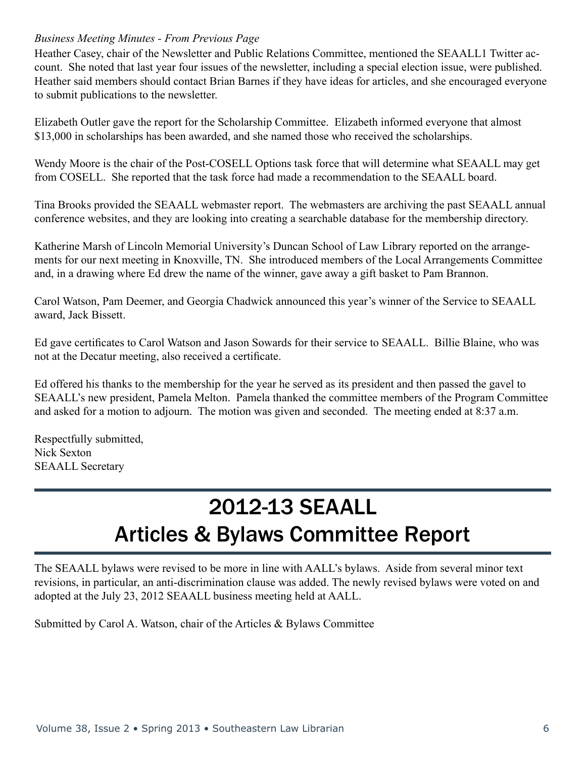*Business Meeting Minutes - From Previous Page*

Heather Casey, chair of the Newsletter and Public Relations Committee, mentioned the SEAALL1 Twitter account. She noted that last year four issues of the newsletter, including a special election issue, were published. Heather said members should contact Brian Barnes if they have ideas for articles, and she encouraged everyone to submit publications to the newsletter.

Elizabeth Outler gave the report for the Scholarship Committee. Elizabeth informed everyone that almost $13,000 in scholarships has been awarded, and she named those who received the scholarships.

Wendy Moore is the chair of the Post-COSELL Options task force that will determine what SEAALL may get from COSELL. She reported that the task force had made a recommendation to the SEAALL board.

Tina Brooks provided the SEAALL webmaster report. The webmasters are archiving the past SEAALL annual conference websites, and they are looking into creating a searchable database for the membership directory.

Katherine Marsh of Lincoln Memorial University's Duncan School of Law Library reported on the arrangements for our next meeting in Knoxville, TN. She introduced members of the Local Arrangements Committee and, in a drawing where Ed drew the name of the winner, gave away a gift basket to Pam Brannon.

Carol Watson, Pam Deemer, and Georgia Chadwick announced this year's winner of the Service to SEAALL award, Jack Bissett.

Ed gave certificates to Carol Watson and Jason Sowards for their service to SEAALL. Billie Blaine, who was not at the Decatur meeting, also received a certificate.

Ed offered his thanks to the membership for the year he served as its president and then passed the gavel to SEAALL's new president, Pamela Melton. Pamela thanked the committee members of the Program Committee and asked for a motion to adjourn. The motion was given and seconded. The meeting ended at 8:37 a.m.

Respectfully submitted,
Nick Sexton
SEAALL Secretary

# 2012-13 SEAALL Articles & Bylaws Committee Report

The SEAALL bylaws were revised to be more in line with AALL's bylaws. Aside from several minor text revisions, in particular, an anti-discrimination clause was added. The newly revised bylaws were voted on and adopted at the July 23, 2012 SEAALL business meeting held at AALL.

Submitted by Carol A. Watson, chair of the Articles & Bylaws Committee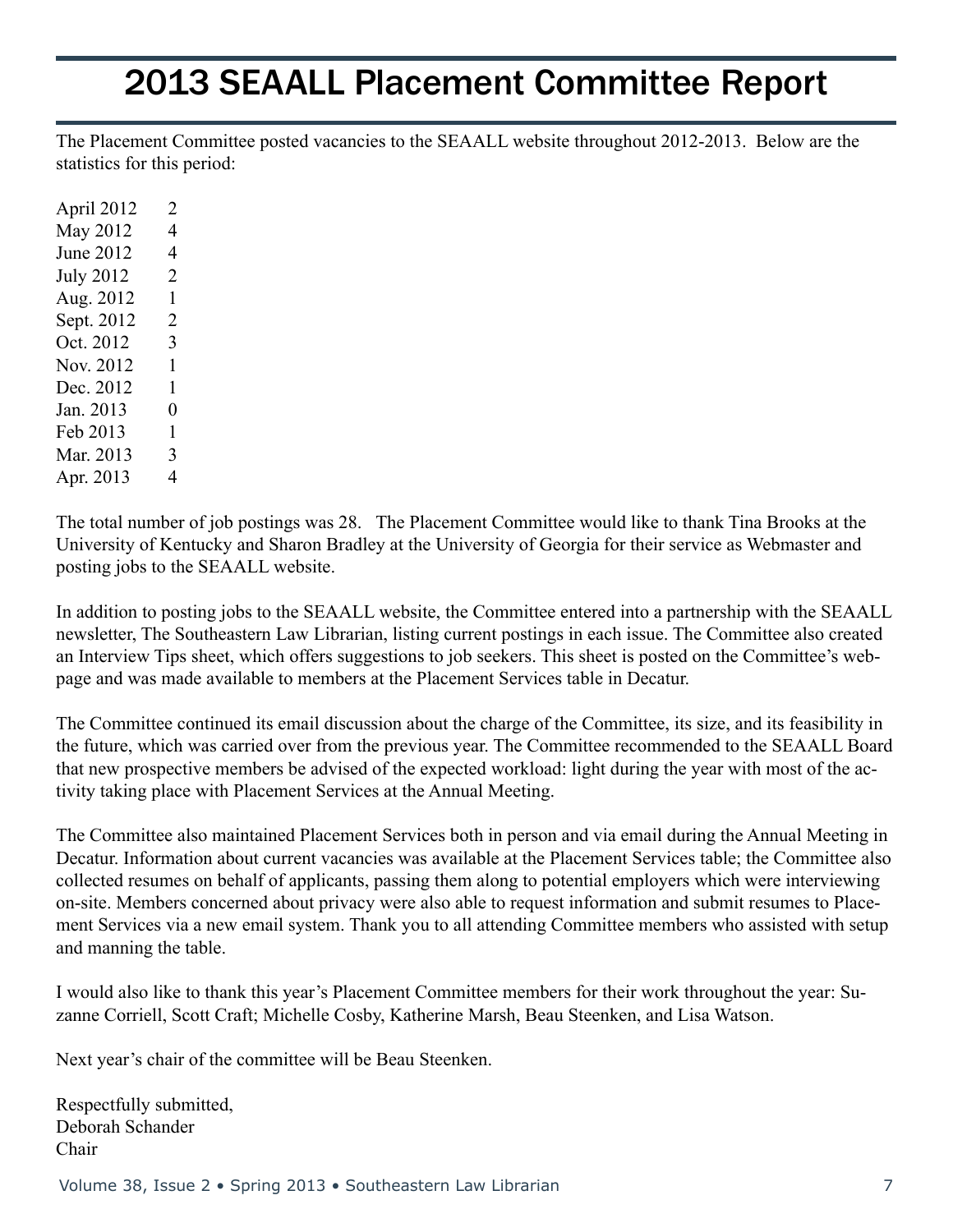# 2013 SEAALL Placement Committee Report

The Placement Committee posted vacancies to the SEAALL website throughout 2012-2013. Below are the statistics for this period:

| | |
|---|---|
| April 2012 | 2 |
| May 2012 | 4 |
| June 2012 | 4 |
| July 2012 | 2 |
| Aug. 2012 | 1 |
| Sept. 2012 | 2 |
| Oct. 2012 | 3 |
| Nov. 2012 | 1 |
| Dec. 2012 | 1 |
| Jan. 2013 | 0 |
| Feb 2013 | 1 |
| Mar. 2013 | 3 |
| Apr. 2013 | 4 |

The total number of job postings was 28. The Placement Committee would like to thank Tina Brooks at the University of Kentucky and Sharon Bradley at the University of Georgia for their service as Webmaster and posting jobs to the SEAALL website.

In addition to posting jobs to the SEAALL website, the Committee entered into a partnership with the SEAALL newsletter, The Southeastern Law Librarian, listing current postings in each issue. The Committee also created an Interview Tips sheet, which offers suggestions to job seekers. This sheet is posted on the Committee's webpage and was made available to members at the Placement Services table in Decatur.

The Committee continued its email discussion about the charge of the Committee, its size, and its feasibility in the future, which was carried over from the previous year. The Committee recommended to the SEAALL Board that new prospective members be advised of the expected workload: light during the year with most of the activity taking place with Placement Services at the Annual Meeting.

The Committee also maintained Placement Services both in person and via email during the Annual Meeting in Decatur. Information about current vacancies was available at the Placement Services table; the Committee also collected resumes on behalf of applicants, passing them along to potential employers which were interviewing on-site. Members concerned about privacy were also able to request information and submit resumes to Placement Services via a new email system. Thank you to all attending Committee members who assisted with setup and manning the table.

I would also like to thank this year's Placement Committee members for their work throughout the year: Suzanne Corriell, Scott Craft; Michelle Cosby, Katherine Marsh, Beau Steenken, and Lisa Watson.

Next year's chair of the committee will be Beau Steenken.

Respectfully submitted,
Deborah Schander
Chair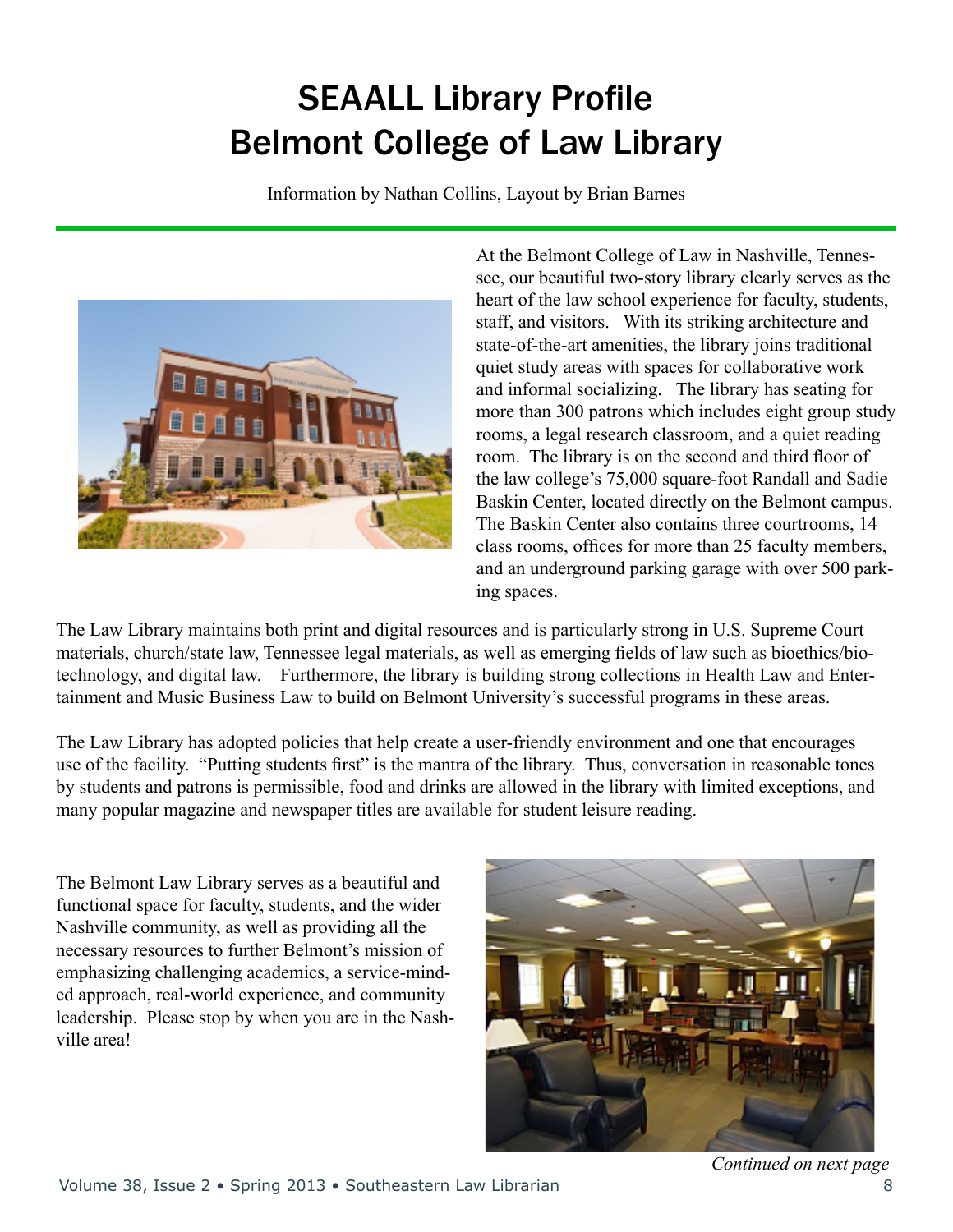# SEAALL Library Profile
# Belmont College of Law Library

Information by Nathan Collins, Layout by Brian Barnes

At the Belmont College of Law in Nashville, Tennessee, our beautiful two-story library clearly serves as the heart of the law school experience for faculty, students, staff, and visitors. With its striking architecture and state-of-the-art amenities, the library joins traditional quiet study areas with spaces for collaborative work and informal socializing. The library has seating for more than 300 patrons which includes eight group study rooms, a legal research classroom, and a quiet reading room. The library is on the second and third floor of the law college's 75,000 square-foot Randall and Sadie Baskin Center, located directly on the Belmont campus. The Baskin Center also contains three courtrooms, 14 class rooms, offices for more than 25 faculty members, and an underground parking garage with over 500 parking spaces.

The Law Library maintains both print and digital resources and is particularly strong in U.S. Supreme Court materials, church/state law, Tennessee legal materials, as well as emerging fields of law such as bioethics/biotechnology, and digital law. Furthermore, the library is building strong collections in Health Law and Entertainment and Music Business Law to build on Belmont University's successful programs in these areas.

The Law Library has adopted policies that help create a user-friendly environment and one that encourages use of the facility. "Putting students first" is the mantra of the library. Thus, conversation in reasonable tones by students and patrons is permissible, food and drinks are allowed in the library with limited exceptions, and many popular magazine and newspaper titles are available for student leisure reading.

The Belmont Law Library serves as a beautiful and functional space for faculty, students, and the wider Nashville community, as well as providing all the necessary resources to further Belmont's mission of emphasizing challenging academics, a service-minded approach, real-world experience, and community leadership. Please stop by when you are in the Nashville area!

*Continued on next page*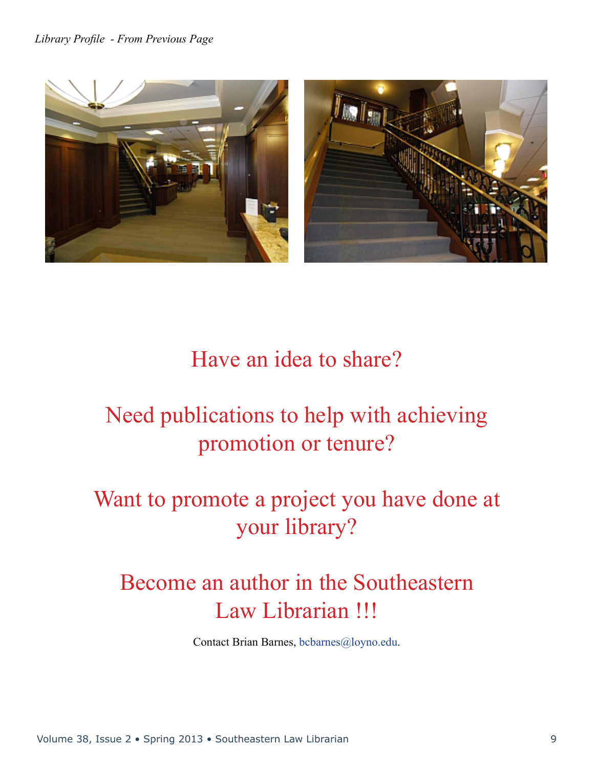*Library Profile - From Previous Page*

Have an idea to share?

Need publications to help with achieving promotion or tenure?

Want to promote a project you have done at your library?

Become an author in the Southeastern Law Librarian !!!

Contact Brian Barnes, bcbarnes@loyno.edu.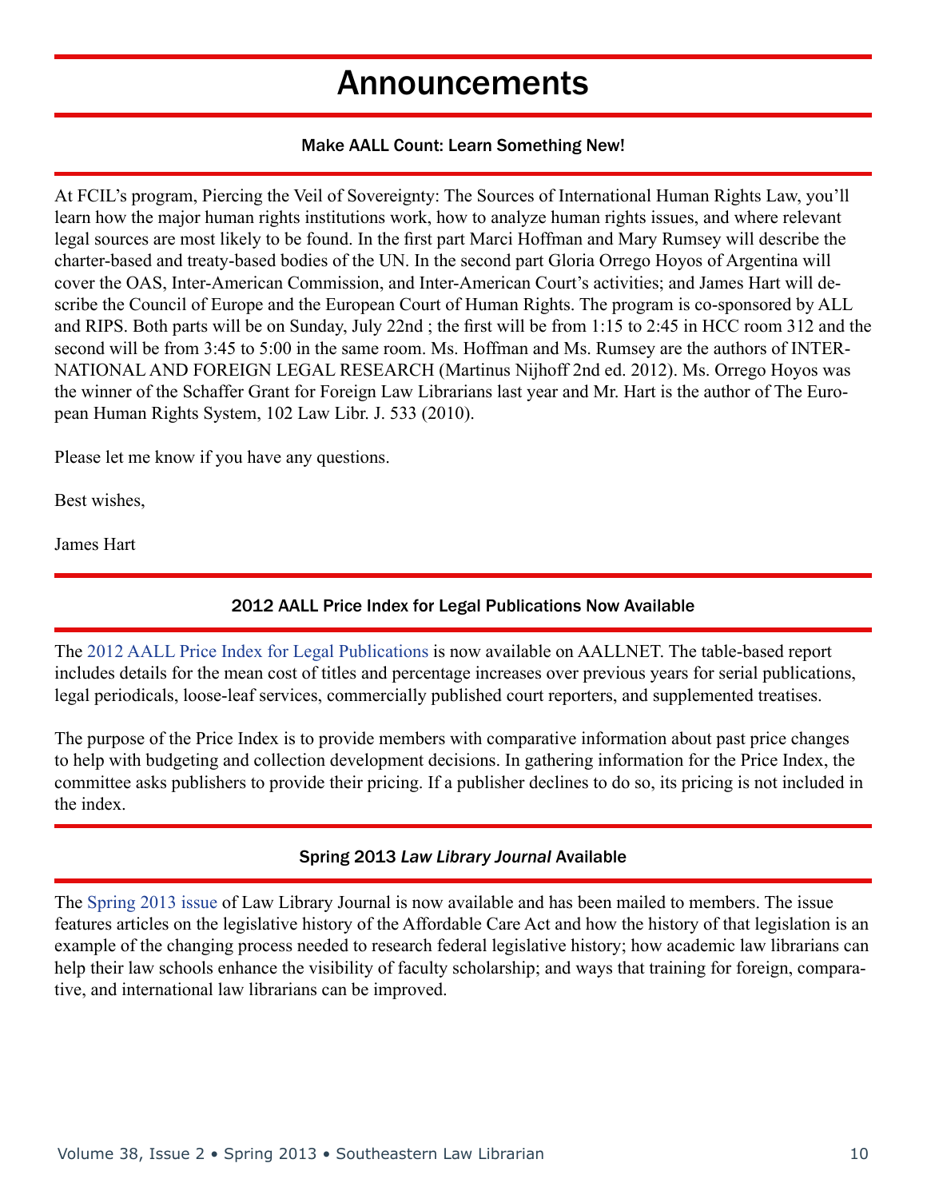# Announcements

### Make AALL Count: Learn Something New!

At FCIL's program, Piercing the Veil of Sovereignty: The Sources of International Human Rights Law, you'll learn how the major human rights institutions work, how to analyze human rights issues, and where relevant legal sources are most likely to be found. In the first part Marci Hoffman and Mary Rumsey will describe the charter-based and treaty-based bodies of the UN. In the second part Gloria Orrego Hoyos of Argentina will cover the OAS, Inter-American Commission, and Inter-American Court's activities; and James Hart will describe the Council of Europe and the European Court of Human Rights. The program is co-sponsored by ALL and RIPS. Both parts will be on Sunday, July 22nd ; the first will be from 1:15 to 2:45 in HCC room 312 and the second will be from 3:45 to 5:00 in the same room. Ms. Hoffman and Ms. Rumsey are the authors of INTERNATIONAL AND FOREIGN LEGAL RESEARCH (Martinus Nijhoff 2nd ed. 2012). Ms. Orrego Hoyos was the winner of the Schaffer Grant for Foreign Law Librarians last year and Mr. Hart is the author of The European Human Rights System, 102 Law Libr. J. 533 (2010).

Please let me know if you have any questions.

Best wishes,

James Hart

### 2012 AALL Price Index for Legal Publications Now Available

The 2012 AALL Price Index for Legal Publications is now available on AALLNET. The table-based report includes details for the mean cost of titles and percentage increases over previous years for serial publications, legal periodicals, loose-leaf services, commercially published court reporters, and supplemented treatises.

The purpose of the Price Index is to provide members with comparative information about past price changes to help with budgeting and collection development decisions. In gathering information for the Price Index, the committee asks publishers to provide their pricing. If a publisher declines to do so, its pricing is not included in the index.

### Spring 2013 *Law Library Journal* Available

The Spring 2013 issue of Law Library Journal is now available and has been mailed to members. The issue features articles on the legislative history of the Affordable Care Act and how the history of that legislation is an example of the changing process needed to research federal legislative history; how academic law librarians can help their law schools enhance the visibility of faculty scholarship; and ways that training for foreign, comparative, and international law librarians can be improved.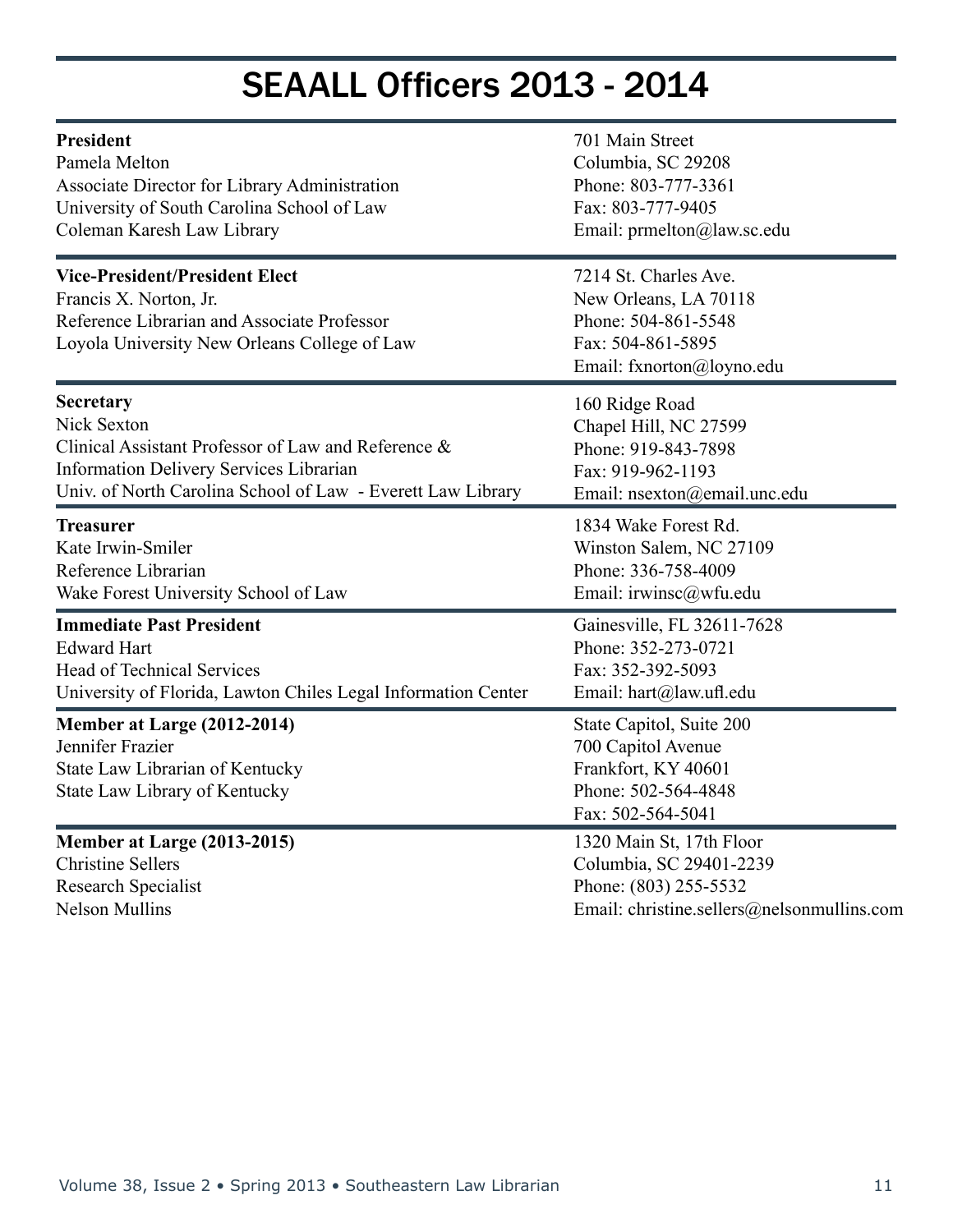# SEAALL Officers 2013 - 2014

**President**
Pamela Melton
Associate Director for Library Administration
University of South Carolina School of Law
Coleman Karesh Law Library

701 Main Street
Columbia, SC 29208
Phone: 803-777-3361
Fax: 803-777-9405
Email: prmelton@law.sc.edu

**Vice-President/President Elect**
Francis X. Norton, Jr.
Reference Librarian and Associate Professor
Loyola University New Orleans College of Law

7214 St. Charles Ave.
New Orleans, LA 70118
Phone: 504-861-5548
Fax: 504-861-5895
Email: fxnorton@loyno.edu

**Secretary**
Nick Sexton
Clinical Assistant Professor of Law and Reference & Information Delivery Services Librarian
Univ. of North Carolina School of Law - Everett Law Library

160 Ridge Road
Chapel Hill, NC 27599
Phone: 919-843-7898
Fax: 919-962-1193
Email: nsexton@email.unc.edu

**Treasurer**
Kate Irwin-Smiler
Reference Librarian
Wake Forest University School of Law

1834 Wake Forest Rd.
Winston Salem, NC 27109
Phone: 336-758-4009
Email: irwinsc@wfu.edu

**Immediate Past President**
Edward Hart
Head of Technical Services
University of Florida, Lawton Chiles Legal Information Center

Gainesville, FL 32611-7628
Phone: 352-273-0721
Fax: 352-392-5093
Email: hart@law.ufl.edu

**Member at Large (2012-2014)**
Jennifer Frazier
State Law Librarian of Kentucky
State Law Library of Kentucky

State Capitol, Suite 200
700 Capitol Avenue
Frankfort, KY 40601
Phone: 502-564-4848
Fax: 502-564-5041

**Member at Large (2013-2015)**
Christine Sellers
Research Specialist
Nelson Mullins

1320 Main St, 17th Floor
Columbia, SC 29401-2239
Phone: (803) 255-5532
Email: christine.sellers@nelsonmullins.com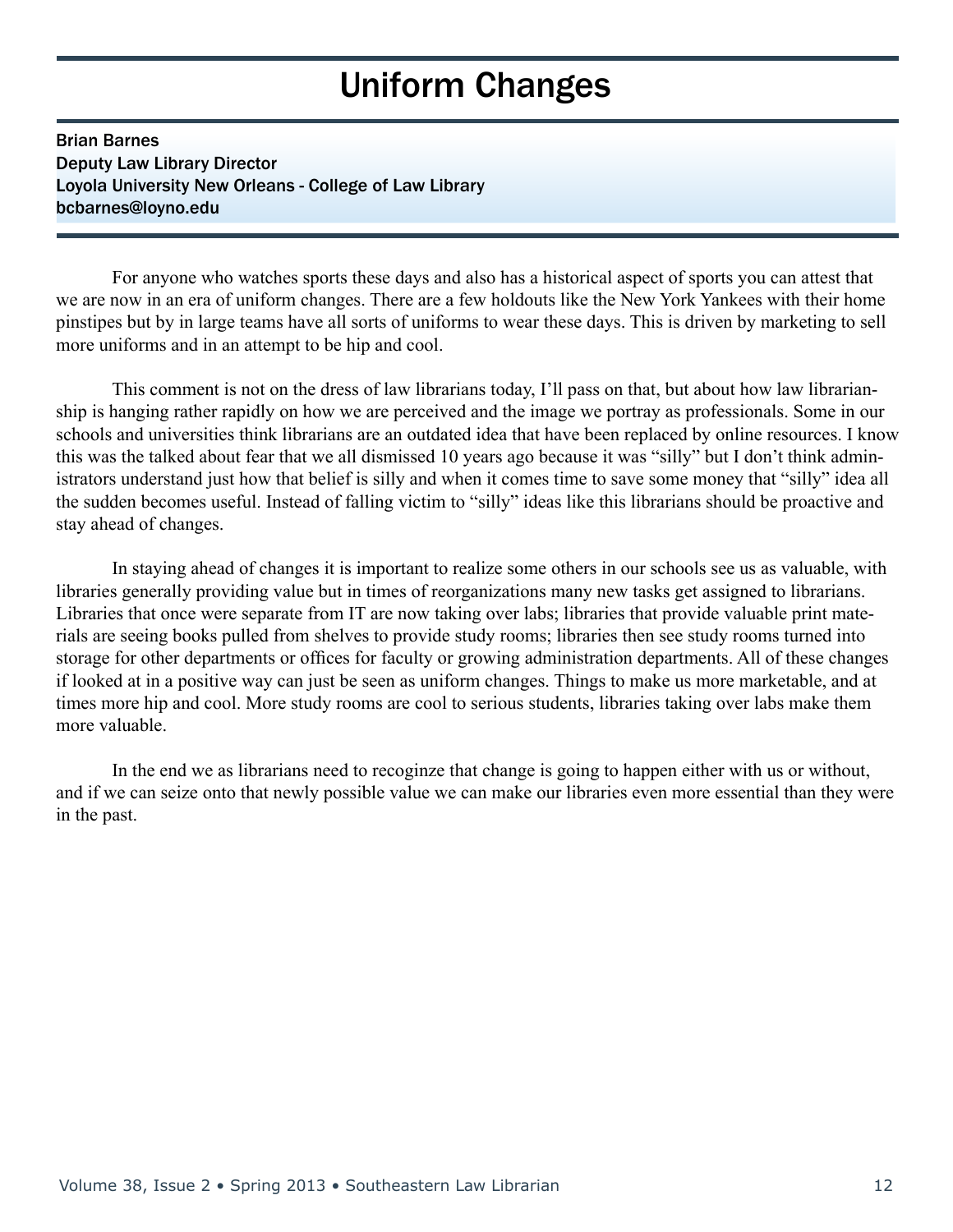# Uniform Changes

Brian Barnes
Deputy Law Library Director
Loyola University New Orleans - College of Law Library
bcbarnes@loyno.edu

For anyone who watches sports these days and also has a historical aspect of sports you can attest that we are now in an era of uniform changes. There are a few holdouts like the New York Yankees with their home pinstipes but by in large teams have all sorts of uniforms to wear these days. This is driven by marketing to sell more uniforms and in an attempt to be hip and cool.

This comment is not on the dress of law librarians today, I'll pass on that, but about how law librarianship is hanging rather rapidly on how we are perceived and the image we portray as professionals. Some in our schools and universities think librarians are an outdated idea that have been replaced by online resources. I know this was the talked about fear that we all dismissed 10 years ago because it was "silly" but I don't think administrators understand just how that belief is silly and when it comes time to save some money that "silly" idea all the sudden becomes useful. Instead of falling victim to "silly" ideas like this librarians should be proactive and stay ahead of changes.

In staying ahead of changes it is important to realize some others in our schools see us as valuable, with libraries generally providing value but in times of reorganizations many new tasks get assigned to librarians. Libraries that once were separate from IT are now taking over labs; libraries that provide valuable print materials are seeing books pulled from shelves to provide study rooms; libraries then see study rooms turned into storage for other departments or offices for faculty or growing administration departments. All of these changes if looked at in a positive way can just be seen as uniform changes. Things to make us more marketable, and at times more hip and cool. More study rooms are cool to serious students, libraries taking over labs make them more valuable.

In the end we as librarians need to recoginze that change is going to happen either with us or without, and if we can seize onto that newly possible value we can make our libraries even more essential than they were in the past.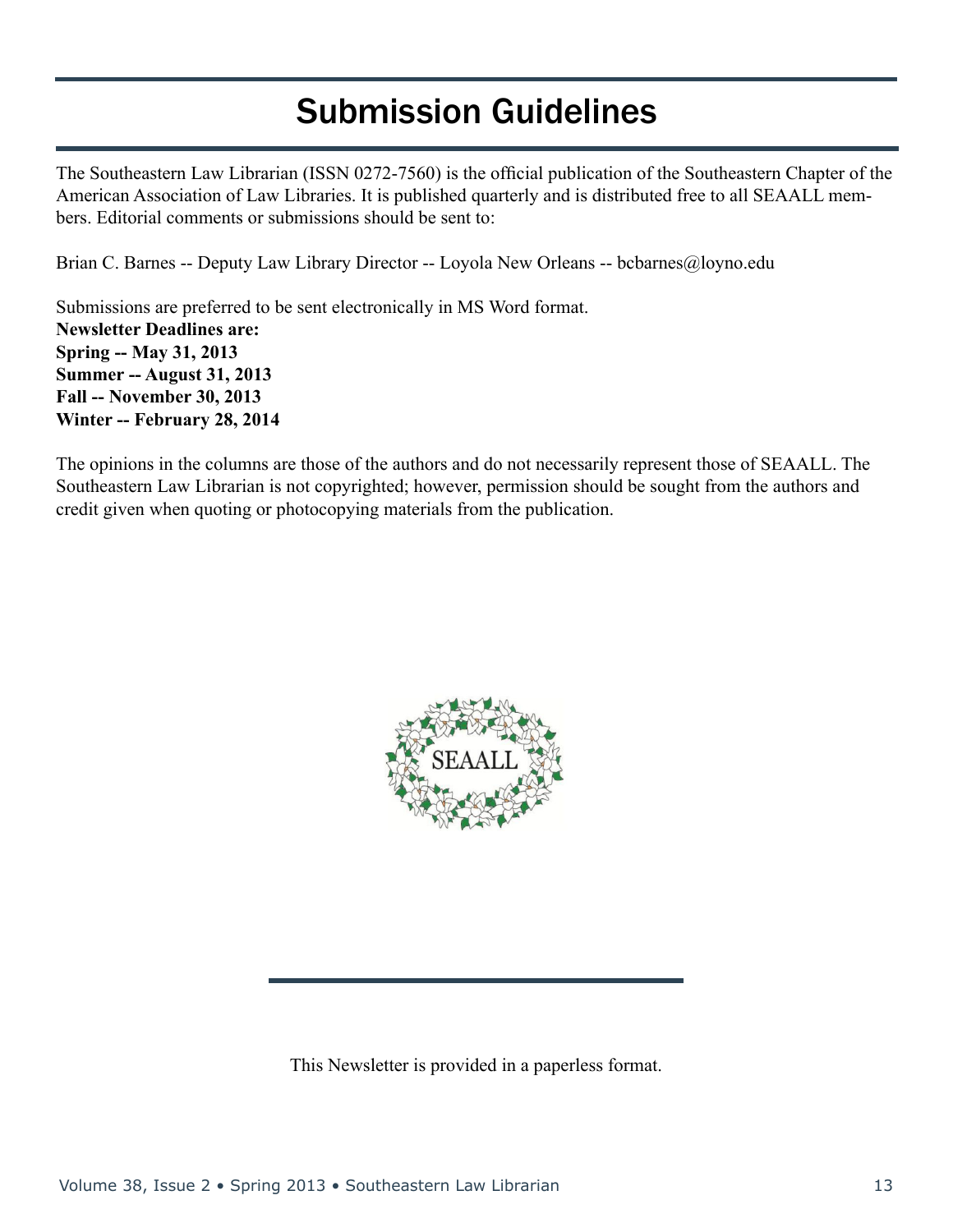# Submission Guidelines

The Southeastern Law Librarian (ISSN 0272-7560) is the official publication of the Southeastern Chapter of the American Association of Law Libraries. It is published quarterly and is distributed free to all SEAALL members. Editorial comments or submissions should be sent to:

Brian C. Barnes -- Deputy Law Library Director -- Loyola New Orleans -- bcbarnes@loyno.edu

Submissions are preferred to be sent electronically in MS Word format.
**Newsletter Deadlines are:**
**Spring -- May 31, 2013**
**Summer -- August 31, 2013**
**Fall -- November 30, 2013**
**Winter -- February 28, 2014**

The opinions in the columns are those of the authors and do not necessarily represent those of SEAALL. The Southeastern Law Librarian is not copyrighted; however, permission should be sought from the authors and credit given when quoting or photocopying materials from the publication.

SEAALL

This Newsletter is provided in a paperless format.